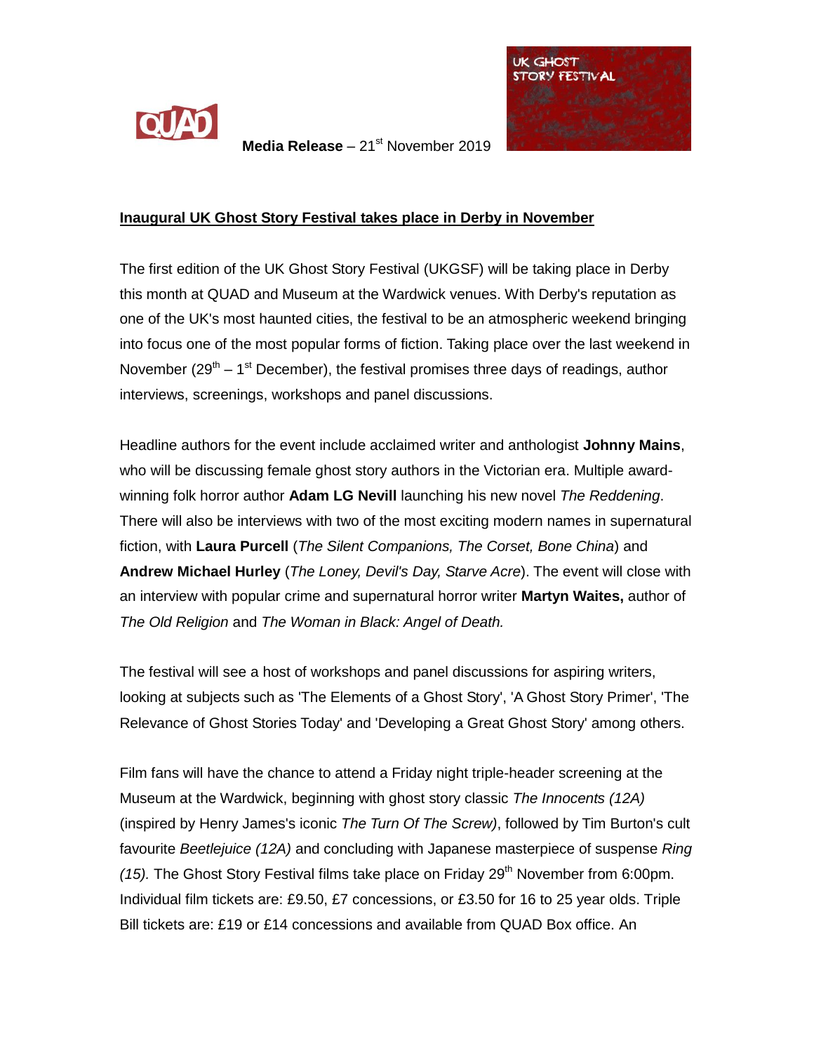QUAD

**Media Release** – 21st November 2019

UK GHOST STORY FESTIVAL

**Inaugural UK Ghost Story Festival takes place in Derby in November**

The first edition of the UK Ghost Story Festival (UKGSF) will be taking place in Derby this month at QUAD and Museum at the Wardwick venues. With Derby's reputation as one of the UK's most haunted cities, the festival to be an atmospheric weekend bringing into focus one of the most popular forms of fiction. Taking place over the last weekend in November (29th – 1st December), the festival promises three days of readings, author interviews, screenings, workshops and panel discussions.

Headline authors for the event include acclaimed writer and anthologist **Johnny Mains**, who will be discussing female ghost story authors in the Victorian era. Multiple award-winning folk horror author **Adam LG Nevill** launching his new novel *The Reddening*. There will also be interviews with two of the most exciting modern names in supernatural fiction, with **Laura Purcell** (*The Silent Companions, The Corset, Bone China*) and **Andrew Michael Hurley** (*The Loney, Devil's Day, Starve Acre*). The event will close with an interview with popular crime and supernatural horror writer **Martyn Waites,** author of *The Old Religion* and *The Woman in Black: Angel of Death.*

The festival will see a host of workshops and panel discussions for aspiring writers, looking at subjects such as 'The Elements of a Ghost Story', 'A Ghost Story Primer', 'The Relevance of Ghost Stories Today' and 'Developing a Great Ghost Story' among others.

Film fans will have the chance to attend a Friday night triple-header screening at the Museum at the Wardwick, beginning with ghost story classic *The Innocents (12A)* (inspired by Henry James's iconic *The Turn Of The Screw)*, followed by Tim Burton's cult favourite *Beetlejuice (12A)* and concluding with Japanese masterpiece of suspense *Ring (15).* The Ghost Story Festival films take place on Friday 29th November from 6:00pm. Individual film tickets are: £9.50, £7 concessions, or £3.50 for 16 to 25 year olds. Triple Bill tickets are: £19 or £14 concessions and available from QUAD Box office. An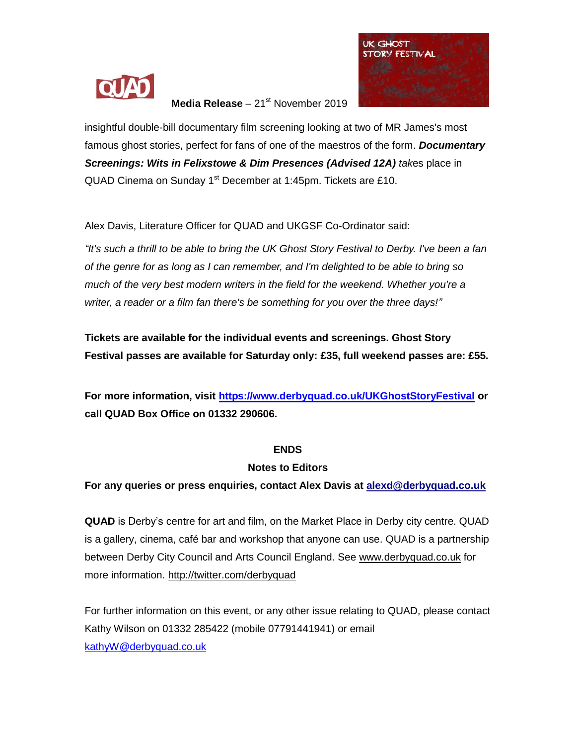**Media Release** – 21st November 2019

insightful double-bill documentary film screening looking at two of MR James's most famous ghost stories, perfect for fans of one of the maestros of the form. ***Documentary Screenings: Wits in Felixstowe & Dim Presences (Advised 12A)*** *tak*es place in QUAD Cinema on Sunday 1st December at 1:45pm. Tickets are £10.

Alex Davis, Literature Officer for QUAD and UKGSF Co-Ordinator said:

*"It's such a thrill to be able to bring the UK Ghost Story Festival to Derby. I've been a fan of the genre for as long as I can remember, and I'm delighted to be able to bring so much of the very best modern writers in the field for the weekend. Whether you're a writer, a reader or a film fan there's be something for you over the three days!"*

**Tickets are available for the individual events and screenings. Ghost Story Festival passes are available for Saturday only: £35, full weekend passes are: £55.**

**For more information, visit https://www.derbyquad.co.uk/UKGhostStoryFestival or call QUAD Box Office on 01332 290606.**

**ENDS**

**Notes to Editors**

**For any queries or press enquiries, contact Alex Davis at alexd@derbyquad.co.uk**

**QUAD** is Derby's centre for art and film, on the Market Place in Derby city centre. QUAD is a gallery, cinema, café bar and workshop that anyone can use. QUAD is a partnership between Derby City Council and Arts Council England. See www.derbyquad.co.uk for more information. http://twitter.com/derbyquad

For further information on this event, or any other issue relating to QUAD, please contact Kathy Wilson on 01332 285422 (mobile 07791441941) or email kathyW@derbyquad.co.uk